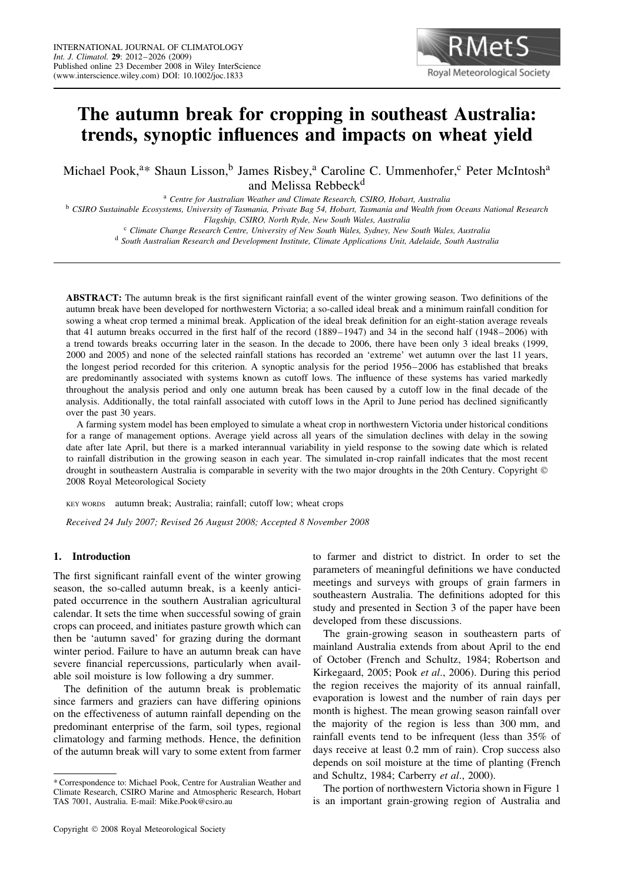# The autumn break for cropping in southeast Australia: trends, synoptic influences and impacts on wheat yield

Michael Pook,[a*] Shaun Lisson,[b] James Risbey,[a] Caroline C. Ummenhofer,[c] Peter McIntosh[a] and Melissa Rebbeck[d]

[a] *Centre for Australian Weather and Climate Research, CSIRO, Hobart, Australia*
[b] *CSIRO Sustainable Ecosystems, University of Tasmania, Private Bag 54, Hobart, Tasmania and Wealth from Oceans National Research Flagship, CSIRO, North Ryde, New South Wales, Australia*
[c] *Climate Change Research Centre, University of New South Wales, Sydney, New South Wales, Australia*
[d] *South Australian Research and Development Institute, Climate Applications Unit, Adelaide, South Australia*

**ABSTRACT:** The autumn break is the first significant rainfall event of the winter growing season. Two definitions of the autumn break have been developed for northwestern Victoria; a so-called ideal break and a minimum rainfall condition for sowing a wheat crop termed a minimal break. Application of the ideal break definition for an eight-station average reveals that 41 autumn breaks occurred in the first half of the record (1889–1947) and 34 in the second half (1948–2006) with a trend towards breaks occurring later in the season. In the decade to 2006, there have been only 3 ideal breaks (1999, 2000 and 2005) and none of the selected rainfall stations has recorded an 'extreme' wet autumn over the last 11 years, the longest period recorded for this criterion. A synoptic analysis for the period 1956–2006 has established that breaks are predominantly associated with systems known as cutoff lows. The influence of these systems has varied markedly throughout the analysis period and only one autumn break has been caused by a cutoff low in the final decade of the analysis. Additionally, the total rainfall associated with cutoff lows in the April to June period has declined significantly over the past 30 years.

A farming system model has been employed to simulate a wheat crop in northwestern Victoria under historical conditions for a range of management options. Average yield across all years of the simulation declines with delay in the sowing date after late April, but there is a marked interannual variability in yield response to the sowing date which is related to rainfall distribution in the growing season in each year. The simulated in-crop rainfall indicates that the most recent drought in southeastern Australia is comparable in severity with the two major droughts in the 20th Century. Copyright © 2008 Royal Meteorological Society

KEY WORDS autumn break; Australia; rainfall; cutoff low; wheat crops

*Received 24 July 2007; Revised 26 August 2008; Accepted 8 November 2008*

## 1. Introduction

The first significant rainfall event of the winter growing season, the so-called autumn break, is a keenly anticipated occurrence in the southern Australian agricultural calendar. It sets the time when successful sowing of grain crops can proceed, and initiates pasture growth which can then be 'autumn saved' for grazing during the dormant winter period. Failure to have an autumn break can have severe financial repercussions, particularly when available soil moisture is low following a dry summer.

The definition of the autumn break is problematic since farmers and graziers can have differing opinions on the effectiveness of autumn rainfall depending on the predominant enterprise of the farm, soil types, regional climatology and farming methods. Hence, the definition of the autumn break will vary to some extent from farmer to farmer and district to district. In order to set the parameters of meaningful definitions we have conducted meetings and surveys with groups of grain farmers in southeastern Australia. The definitions adopted for this study and presented in Section 3 of the paper have been developed from these discussions.

The grain-growing season in southeastern parts of mainland Australia extends from about April to the end of October (French and Schultz, 1984; Robertson and Kirkegaard, 2005; Pook *et al*., 2006). During this period the region receives the majority of its annual rainfall, evaporation is lowest and the number of rain days per month is highest. The mean growing season rainfall over the majority of the region is less than 300 mm, and rainfall events tend to be infrequent (less than 35% of days receive at least 0.2 mm of rain). Crop success also depends on soil moisture at the time of planting (French and Schultz, 1984; Carberry *et al*., 2000).

The portion of northwestern Victoria shown in Figure 1 is an important grain-growing region of Australia and

\* Correspondence to: Michael Pook, Centre for Australian Weather and Climate Research, CSIRO Marine and Atmospheric Research, Hobart TAS 7001, Australia. E-mail: Mike.Pook@csiro.au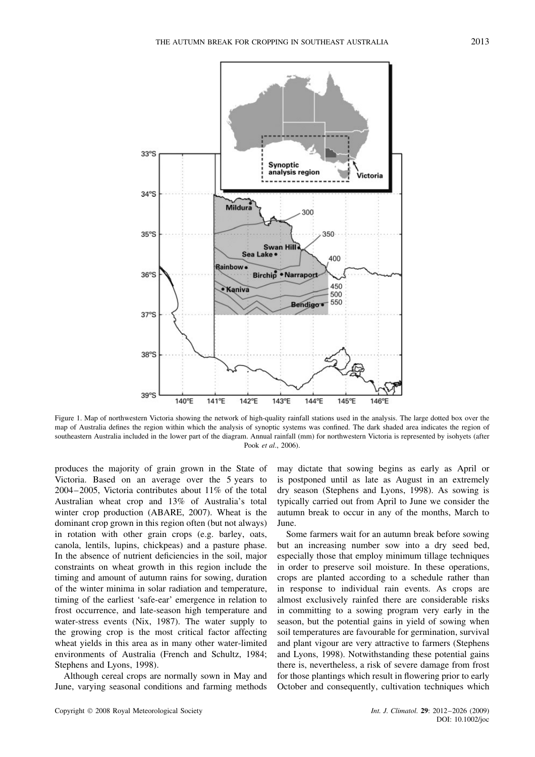Figure 1. Map of northwestern Victoria showing the network of high-quality rainfall stations used in the analysis. The large dotted box over the map of Australia defines the region within which the analysis of synoptic systems was confined. The dark shaded area indicates the region of southeastern Australia included in the lower part of the diagram. Annual rainfall (mm) for northwestern Victoria is represented by isohyets (after Pook *et al.*, 2006).

produces the majority of grain grown in the State of Victoria. Based on an average over the 5 years to 2004–2005, Victoria contributes about 11% of the total Australian wheat crop and 13% of Australia's total winter crop production (ABARE, 2007). Wheat is the dominant crop grown in this region often (but not always) in rotation with other grain crops (e.g. barley, oats, canola, lentils, lupins, chickpeas) and a pasture phase. In the absence of nutrient deficiencies in the soil, major constraints on wheat growth in this region include the timing and amount of autumn rains for sowing, duration of the winter minima in solar radiation and temperature, timing of the earliest 'safe-ear' emergence in relation to frost occurrence, and late-season high temperature and water-stress events (Nix, 1987). The water supply to the growing crop is the most critical factor affecting wheat yields in this area as in many other water-limited environments of Australia (French and Schultz, 1984; Stephens and Lyons, 1998).

Although cereal crops are normally sown in May and June, varying seasonal conditions and farming methods may dictate that sowing begins as early as April or is postponed until as late as August in an extremely dry season (Stephens and Lyons, 1998). As sowing is typically carried out from April to June we consider the autumn break to occur in any of the months, March to June.

Some farmers wait for an autumn break before sowing but an increasing number sow into a dry seed bed, especially those that employ minimum tillage techniques in order to preserve soil moisture. In these operations, crops are planted according to a schedule rather than in response to individual rain events. As crops are almost exclusively rainfed there are considerable risks in committing to a sowing program very early in the season, but the potential gains in yield of sowing when soil temperatures are favourable for germination, survival and plant vigour are very attractive to farmers (Stephens and Lyons, 1998). Notwithstanding these potential gains there is, nevertheless, a risk of severe damage from frost for those plantings which result in flowering prior to early October and consequently, cultivation techniques which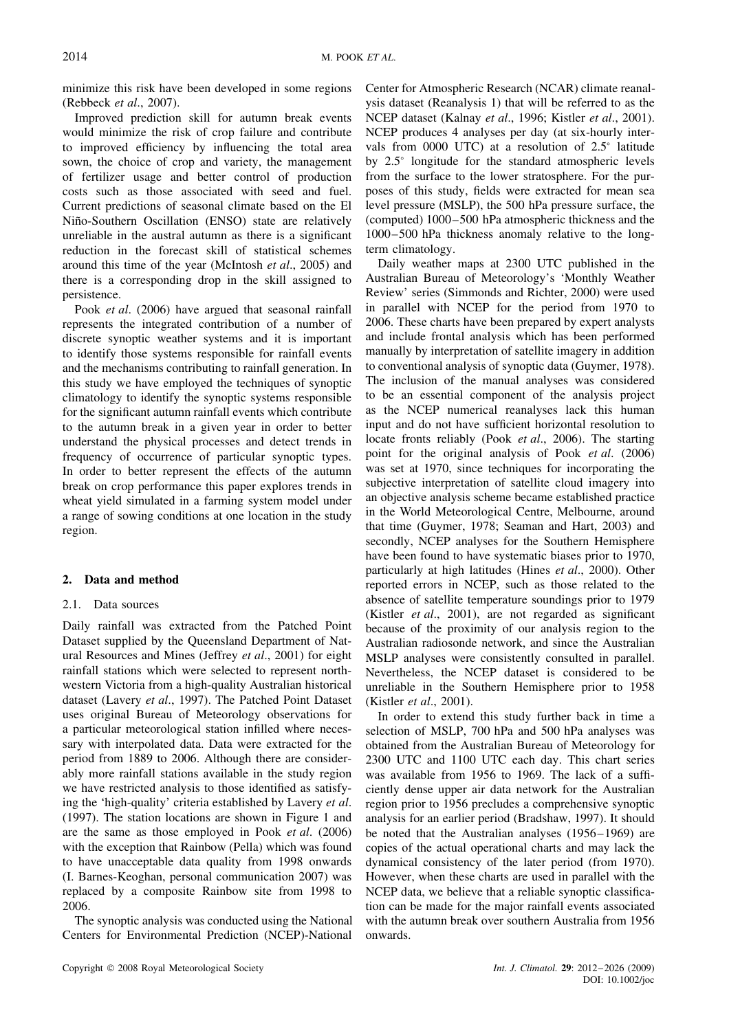minimize this risk have been developed in some regions (Rebbeck *et al*., 2007).

Improved prediction skill for autumn break events would minimize the risk of crop failure and contribute to improved efficiency by influencing the total area sown, the choice of crop and variety, the management of fertilizer usage and better control of production costs such as those associated with seed and fuel. Current predictions of seasonal climate based on the El Niño-Southern Oscillation (ENSO) state are relatively unreliable in the austral autumn as there is a significant reduction in the forecast skill of statistical schemes around this time of the year (McIntosh *et al*., 2005) and there is a corresponding drop in the skill assigned to persistence.

Pook *et al*. (2006) have argued that seasonal rainfall represents the integrated contribution of a number of discrete synoptic weather systems and it is important to identify those systems responsible for rainfall events and the mechanisms contributing to rainfall generation. In this study we have employed the techniques of synoptic climatology to identify the synoptic systems responsible for the significant autumn rainfall events which contribute to the autumn break in a given year in order to better understand the physical processes and detect trends in frequency of occurrence of particular synoptic types. In order to better represent the effects of the autumn break on crop performance this paper explores trends in wheat yield simulated in a farming system model under a range of sowing conditions at one location in the study region.

## 2. Data and method

### 2.1. Data sources

Daily rainfall was extracted from the Patched Point Dataset supplied by the Queensland Department of Natural Resources and Mines (Jeffrey *et al*., 2001) for eight rainfall stations which were selected to represent north-western Victoria from a high-quality Australian historical dataset (Lavery *et al*., 1997). The Patched Point Dataset uses original Bureau of Meteorology observations for a particular meteorological station infilled where necessary with interpolated data. Data were extracted for the period from 1889 to 2006. Although there are considerably more rainfall stations available in the study region we have restricted analysis to those identified as satisfying the 'high-quality' criteria established by Lavery *et al*. (1997). The station locations are shown in Figure 1 and are the same as those employed in Pook *et al*. (2006) with the exception that Rainbow (Pella) which was found to have unacceptable data quality from 1998 onwards (I. Barnes-Keoghan, personal communication 2007) was replaced by a composite Rainbow site from 1998 to 2006.

The synoptic analysis was conducted using the National Centers for Environmental Prediction (NCEP)-National Center for Atmospheric Research (NCAR) climate reanalysis dataset (Reanalysis 1) that will be referred to as the NCEP dataset (Kalnay *et al*., 1996; Kistler *et al*., 2001). NCEP produces 4 analyses per day (at six-hourly intervals from 0000 UTC) at a resolution of 2.5° latitude by 2.5° longitude for the standard atmospheric levels from the surface to the lower stratosphere. For the purposes of this study, fields were extracted for mean sea level pressure (MSLP), the 500 hPa pressure surface, the (computed) 1000–500 hPa atmospheric thickness and the 1000–500 hPa thickness anomaly relative to the long-term climatology.

Daily weather maps at 2300 UTC published in the Australian Bureau of Meteorology's 'Monthly Weather Review' series (Simmonds and Richter, 2000) were used in parallel with NCEP for the period from 1970 to 2006. These charts have been prepared by expert analysts and include frontal analysis which has been performed manually by interpretation of satellite imagery in addition to conventional analysis of synoptic data (Guymer, 1978). The inclusion of the manual analyses was considered to be an essential component of the analysis project as the NCEP numerical reanalyses lack this human input and do not have sufficient horizontal resolution to locate fronts reliably (Pook *et al*., 2006). The starting point for the original analysis of Pook *et al*. (2006) was set at 1970, since techniques for incorporating the subjective interpretation of satellite cloud imagery into an objective analysis scheme became established practice in the World Meteorological Centre, Melbourne, around that time (Guymer, 1978; Seaman and Hart, 2003) and secondly, NCEP analyses for the Southern Hemisphere have been found to have systematic biases prior to 1970, particularly at high latitudes (Hines *et al*., 2000). Other reported errors in NCEP, such as those related to the absence of satellite temperature soundings prior to 1979 (Kistler *et al*., 2001), are not regarded as significant because of the proximity of our analysis region to the Australian radiosonde network, and since the Australian MSLP analyses were consistently consulted in parallel. Nevertheless, the NCEP dataset is considered to be unreliable in the Southern Hemisphere prior to 1958 (Kistler *et al*., 2001).

In order to extend this study further back in time a selection of MSLP, 700 hPa and 500 hPa analyses was obtained from the Australian Bureau of Meteorology for 2300 UTC and 1100 UTC each day. This chart series was available from 1956 to 1969. The lack of a sufficiently dense upper air data network for the Australian region prior to 1956 precludes a comprehensive synoptic analysis for an earlier period (Bradshaw, 1997). It should be noted that the Australian analyses (1956–1969) are copies of the actual operational charts and may lack the dynamical consistency of the later period (from 1970). However, when these charts are used in parallel with the NCEP data, we believe that a reliable synoptic classification can be made for the major rainfall events associated with the autumn break over southern Australia from 1956 onwards.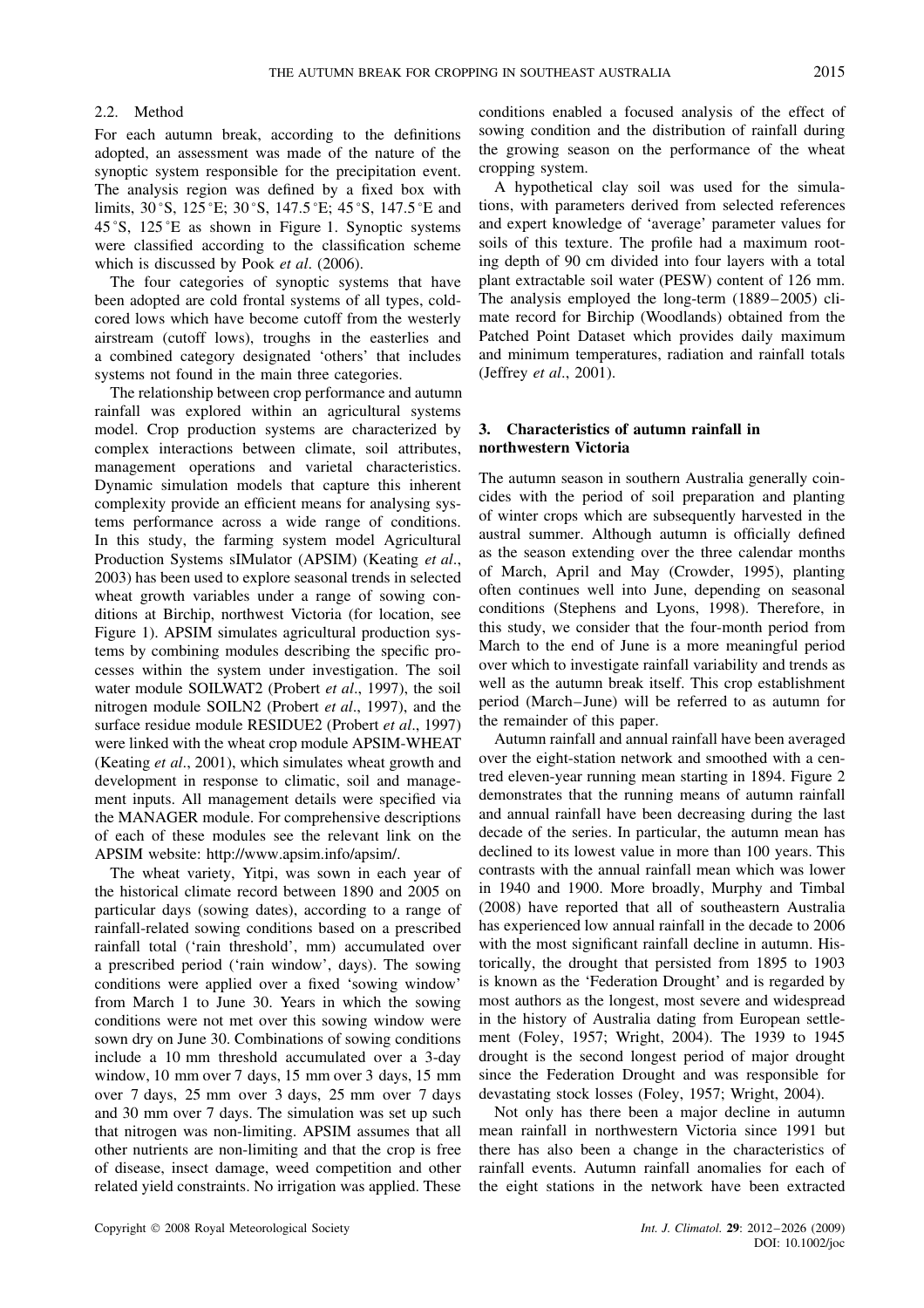### 2.2. Method

For each autumn break, according to the definitions adopted, an assessment was made of the nature of the synoptic system responsible for the precipitation event. The analysis region was defined by a fixed box with limits, 30 °S, 125 °E; 30 °S, 147.5 °E; 45 °S, 147.5 °E and 45 °S, 125 °E as shown in Figure 1. Synoptic systems were classified according to the classification scheme which is discussed by Pook *et al*. (2006).

The four categories of synoptic systems that have been adopted are cold frontal systems of all types, cold-cored lows which have become cutoff from the westerly airstream (cutoff lows), troughs in the easterlies and a combined category designated 'others' that includes systems not found in the main three categories.

The relationship between crop performance and autumn rainfall was explored within an agricultural systems model. Crop production systems are characterized by complex interactions between climate, soil attributes, management operations and varietal characteristics. Dynamic simulation models that capture this inherent complexity provide an efficient means for analysing systems performance across a wide range of conditions. In this study, the farming system model Agricultural Production Systems sIMulator (APSIM) (Keating *et al*., 2003) has been used to explore seasonal trends in selected wheat growth variables under a range of sowing conditions at Birchip, northwest Victoria (for location, see Figure 1). APSIM simulates agricultural production systems by combining modules describing the specific processes within the system under investigation. The soil water module SOILWAT2 (Probert *et al*., 1997), the soil nitrogen module SOILN2 (Probert *et al*., 1997), and the surface residue module RESIDUE2 (Probert *et al*., 1997) were linked with the wheat crop module APSIM-WHEAT (Keating *et al*., 2001), which simulates wheat growth and development in response to climatic, soil and management inputs. All management details were specified via the MANAGER module. For comprehensive descriptions of each of these modules see the relevant link on the APSIM website: http://www.apsim.info/apsim/.

The wheat variety, Yitpi, was sown in each year of the historical climate record between 1890 and 2005 on particular days (sowing dates), according to a range of rainfall-related sowing conditions based on a prescribed rainfall total ('rain threshold', mm) accumulated over a prescribed period ('rain window', days). The sowing conditions were applied over a fixed 'sowing window' from March 1 to June 30. Years in which the sowing conditions were not met over this sowing window were sown dry on June 30. Combinations of sowing conditions include a 10 mm threshold accumulated over a 3-day window, 10 mm over 7 days, 15 mm over 3 days, 15 mm over 7 days, 25 mm over 3 days, 25 mm over 7 days and 30 mm over 7 days. The simulation was set up such that nitrogen was non-limiting. APSIM assumes that all other nutrients are non-limiting and that the crop is free of disease, insect damage, weed competition and other related yield constraints. No irrigation was applied. These conditions enabled a focused analysis of the effect of sowing condition and the distribution of rainfall during the growing season on the performance of the wheat cropping system.

A hypothetical clay soil was used for the simulations, with parameters derived from selected references and expert knowledge of 'average' parameter values for soils of this texture. The profile had a maximum rooting depth of 90 cm divided into four layers with a total plant extractable soil water (PESW) content of 126 mm. The analysis employed the long-term (1889–2005) climate record for Birchip (Woodlands) obtained from the Patched Point Dataset which provides daily maximum and minimum temperatures, radiation and rainfall totals (Jeffrey *et al*., 2001).

## 3. Characteristics of autumn rainfall in northwestern Victoria

The autumn season in southern Australia generally coincides with the period of soil preparation and planting of winter crops which are subsequently harvested in the austral summer. Although autumn is officially defined as the season extending over the three calendar months of March, April and May (Crowder, 1995), planting often continues well into June, depending on seasonal conditions (Stephens and Lyons, 1998). Therefore, in this study, we consider that the four-month period from March to the end of June is a more meaningful period over which to investigate rainfall variability and trends as well as the autumn break itself. This crop establishment period (March–June) will be referred to as autumn for the remainder of this paper.

Autumn rainfall and annual rainfall have been averaged over the eight-station network and smoothed with a centred eleven-year running mean starting in 1894. Figure 2 demonstrates that the running means of autumn rainfall and annual rainfall have been decreasing during the last decade of the series. In particular, the autumn mean has declined to its lowest value in more than 100 years. This contrasts with the annual rainfall mean which was lower in 1940 and 1900. More broadly, Murphy and Timbal (2008) have reported that all of southeastern Australia has experienced low annual rainfall in the decade to 2006 with the most significant rainfall decline in autumn. Historically, the drought that persisted from 1895 to 1903 is known as the 'Federation Drought' and is regarded by most authors as the longest, most severe and widespread in the history of Australia dating from European settlement (Foley, 1957; Wright, 2004). The 1939 to 1945 drought is the second longest period of major drought since the Federation Drought and was responsible for devastating stock losses (Foley, 1957; Wright, 2004).

Not only has there been a major decline in autumn mean rainfall in northwestern Victoria since 1991 but there has also been a change in the characteristics of rainfall events. Autumn rainfall anomalies for each of the eight stations in the network have been extracted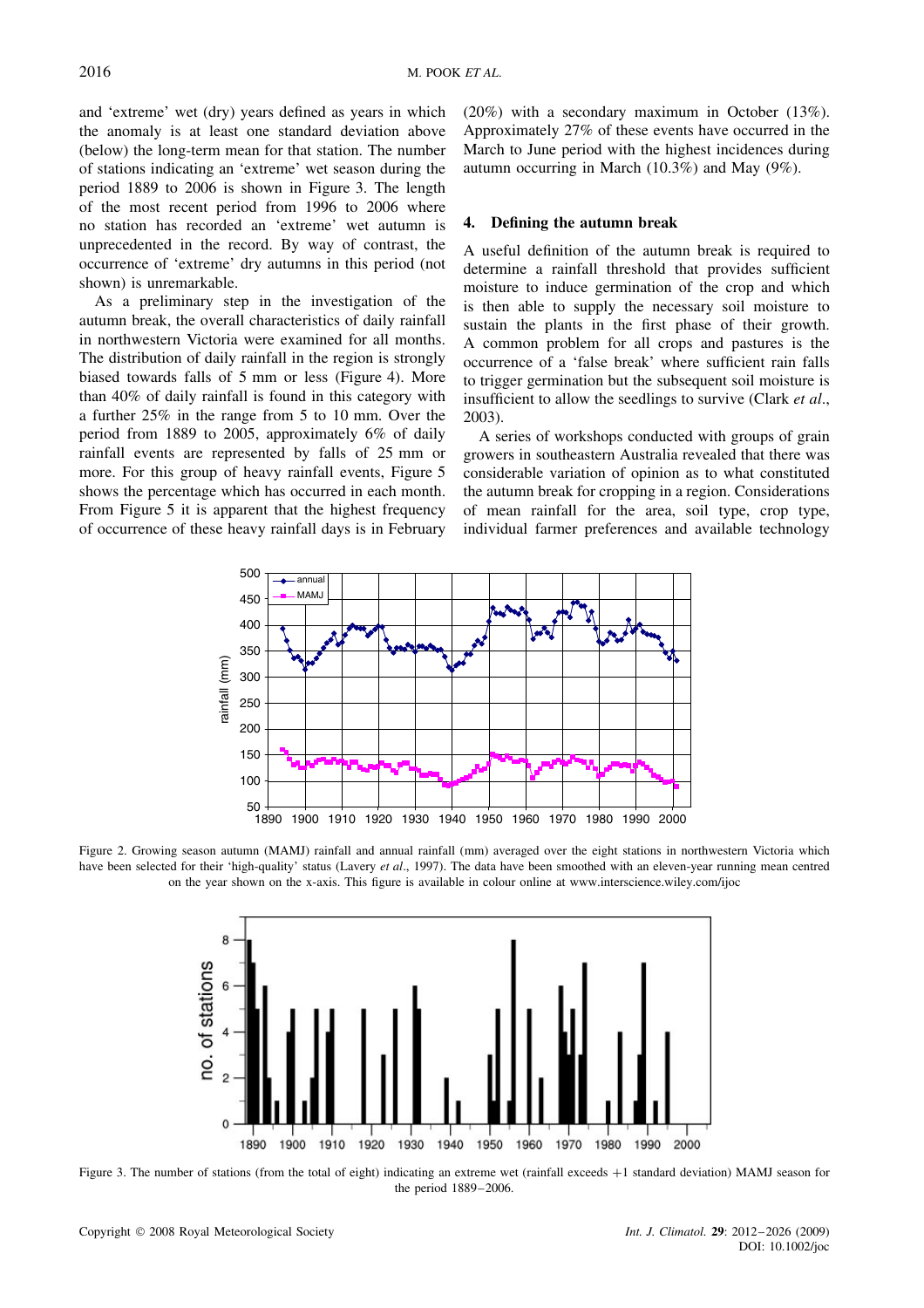and 'extreme' wet (dry) years defined as years in which the anomaly is at least one standard deviation above (below) the long-term mean for that station. The number of stations indicating an 'extreme' wet season during the period 1889 to 2006 is shown in Figure 3. The length of the most recent period from 1996 to 2006 where no station has recorded an 'extreme' wet autumn is unprecedented in the record. By way of contrast, the occurrence of 'extreme' dry autumns in this period (not shown) is unremarkable.

As a preliminary step in the investigation of the autumn break, the overall characteristics of daily rainfall in northwestern Victoria were examined for all months. The distribution of daily rainfall in the region is strongly biased towards falls of 5 mm or less (Figure 4). More than 40% of daily rainfall is found in this category with a further 25% in the range from 5 to 10 mm. Over the period from 1889 to 2005, approximately 6% of daily rainfall events are represented by falls of 25 mm or more. For this group of heavy rainfall events, Figure 5 shows the percentage which has occurred in each month. From Figure 5 it is apparent that the highest frequency of occurrence of these heavy rainfall days is in February (20%) with a secondary maximum in October (13%). Approximately 27% of these events have occurred in the March to June period with the highest incidences during autumn occurring in March (10.3%) and May (9%).

## 4. Defining the autumn break

A useful definition of the autumn break is required to determine a rainfall threshold that provides sufficient moisture to induce germination of the crop and which is then able to supply the necessary soil moisture to sustain the plants in the first phase of their growth. A common problem for all crops and pastures is the occurrence of a 'false break' where sufficient rain falls to trigger germination but the subsequent soil moisture is insufficient to allow the seedlings to survive (Clark *et al*., 2003).

A series of workshops conducted with groups of grain growers in southeastern Australia revealed that there was considerable variation of opinion as to what constituted the autumn break for cropping in a region. Considerations of mean rainfall for the area, soil type, crop type, individual farmer preferences and available technology

Figure 2. Growing season autumn (MAMJ) rainfall and annual rainfall (mm) averaged over the eight stations in northwestern Victoria which have been selected for their 'high-quality' status (Lavery *et al*., 1997). The data have been smoothed with an eleven-year running mean centred on the year shown on the x-axis. This figure is available in colour online at www.interscience.wiley.com/ijoc

Figure 3. The number of stations (from the total of eight) indicating an extreme wet (rainfall exceeds +1 standard deviation) MAMJ season for the period 1889–2006.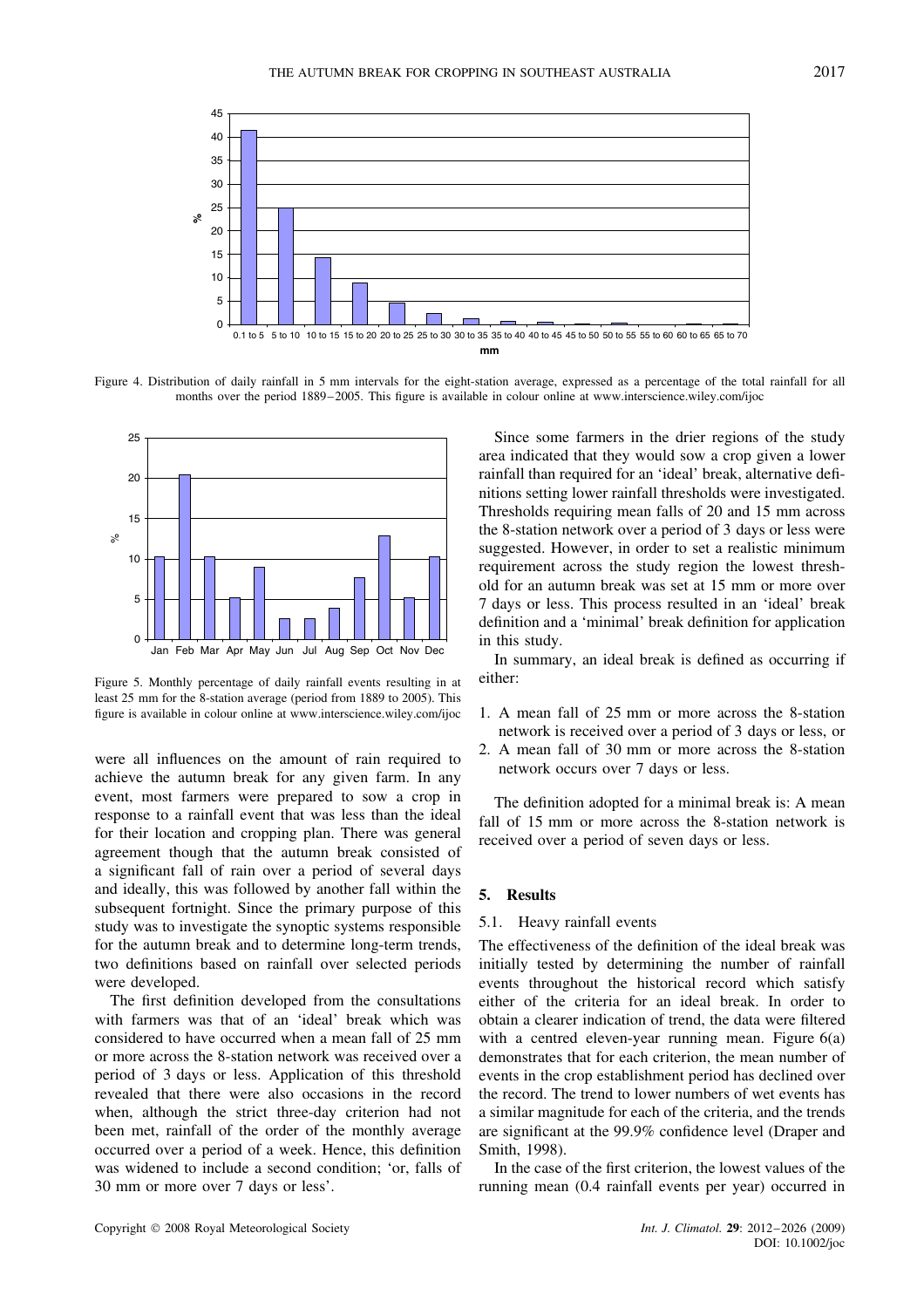Figure 4. Distribution of daily rainfall in 5 mm intervals for the eight-station average, expressed as a percentage of the total rainfall for all months over the period 1889–2005. This figure is available in colour online at www.interscience.wiley.com/ijoc

Figure 5. Monthly percentage of daily rainfall events resulting in at least 25 mm for the 8-station average (period from 1889 to 2005). This figure is available in colour online at www.interscience.wiley.com/ijoc

were all influences on the amount of rain required to achieve the autumn break for any given farm. In any event, most farmers were prepared to sow a crop in response to a rainfall event that was less than the ideal for their location and cropping plan. There was general agreement though that the autumn break consisted of a significant fall of rain over a period of several days and ideally, this was followed by another fall within the subsequent fortnight. Since the primary purpose of this study was to investigate the synoptic systems responsible for the autumn break and to determine long-term trends, two definitions based on rainfall over selected periods were developed.

The first definition developed from the consultations with farmers was that of an 'ideal' break which was considered to have occurred when a mean fall of 25 mm or more across the 8-station network was received over a period of 3 days or less. Application of this threshold revealed that there were also occasions in the record when, although the strict three-day criterion had not been met, rainfall of the order of the monthly average occurred over a period of a week. Hence, this definition was widened to include a second condition; 'or, falls of 30 mm or more over 7 days or less'.

Since some farmers in the drier regions of the study area indicated that they would sow a crop given a lower rainfall than required for an 'ideal' break, alternative definitions setting lower rainfall thresholds were investigated. Thresholds requiring mean falls of 20 and 15 mm across the 8-station network over a period of 3 days or less were suggested. However, in order to set a realistic minimum requirement across the study region the lowest threshold for an autumn break was set at 15 mm or more over 7 days or less. This process resulted in an 'ideal' break definition and a 'minimal' break definition for application in this study.

In summary, an ideal break is defined as occurring if either:

1. A mean fall of 25 mm or more across the 8-station network is received over a period of 3 days or less, or
2. A mean fall of 30 mm or more across the 8-station network occurs over 7 days or less.

The definition adopted for a minimal break is: A mean fall of 15 mm or more across the 8-station network is received over a period of seven days or less.

## 5. Results

### 5.1. Heavy rainfall events

The effectiveness of the definition of the ideal break was initially tested by determining the number of rainfall events throughout the historical record which satisfy either of the criteria for an ideal break. In order to obtain a clearer indication of trend, the data were filtered with a centred eleven-year running mean. Figure 6(a) demonstrates that for each criterion, the mean number of events in the crop establishment period has declined over the record. The trend to lower numbers of wet events has a similar magnitude for each of the criteria, and the trends are significant at the 99.9% confidence level (Draper and Smith, 1998).

In the case of the first criterion, the lowest values of the running mean (0.4 rainfall events per year) occurred in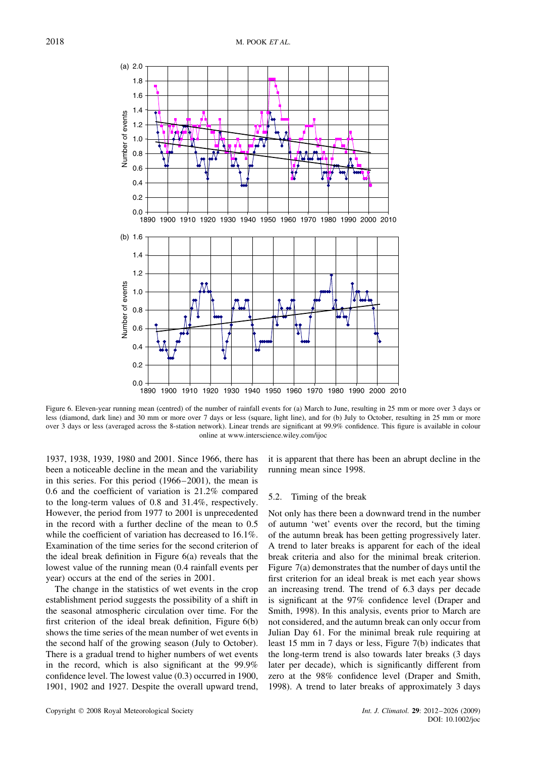Figure 6. Eleven-year running mean (centred) of the number of rainfall events for (a) March to June, resulting in 25 mm or more over 3 days or less (diamond, dark line) and 30 mm or more over 7 days or less (square, light line), and for (b) July to October, resulting in 25 mm or more over 3 days or less (averaged across the 8-station network). Linear trends are significant at 99.9% confidence. This figure is available in colour online at www.interscience.wiley.com/ijoc

1937, 1938, 1939, 1980 and 2001. Since 1966, there has been a noticeable decline in the mean and the variability in this series. For this period (1966–2001), the mean is 0.6 and the coefficient of variation is 21.2% compared to the long-term values of 0.8 and 31.4%, respectively. However, the period from 1977 to 2001 is unprecedented in the record with a further decline of the mean to 0.5 while the coefficient of variation has decreased to 16.1%. Examination of the time series for the second criterion of the ideal break definition in Figure 6(a) reveals that the lowest value of the running mean (0.4 rainfall events per year) occurs at the end of the series in 2001.

The change in the statistics of wet events in the crop establishment period suggests the possibility of a shift in the seasonal atmospheric circulation over time. For the first criterion of the ideal break definition, Figure 6(b) shows the time series of the mean number of wet events in the second half of the growing season (July to October). There is a gradual trend to higher numbers of wet events in the record, which is also significant at the 99.9% confidence level. The lowest value (0.3) occurred in 1900, 1901, 1902 and 1927. Despite the overall upward trend, it is apparent that there has been an abrupt decline in the running mean since 1998.

### 5.2. Timing of the break

Not only has there been a downward trend in the number of autumn 'wet' events over the record, but the timing of the autumn break has been getting progressively later. A trend to later breaks is apparent for each of the ideal break criteria and also for the minimal break criterion. Figure 7(a) demonstrates that the number of days until the first criterion for an ideal break is met each year shows an increasing trend. The trend of 6.3 days per decade is significant at the 97% confidence level (Draper and Smith, 1998). In this analysis, events prior to March are not considered, and the autumn break can only occur from Julian Day 61. For the minimal break rule requiring at least 15 mm in 7 days or less, Figure 7(b) indicates that the long-term trend is also towards later breaks (3 days later per decade), which is significantly different from zero at the 98% confidence level (Draper and Smith, 1998). A trend to later breaks of approximately 3 days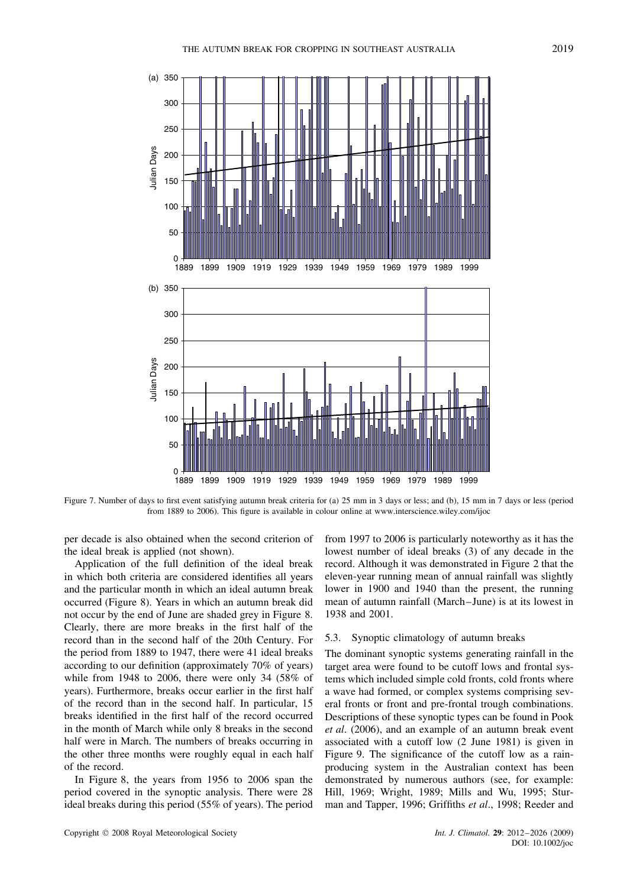Figure 7. Number of days to first event satisfying autumn break criteria for (a) 25 mm in 3 days or less; and (b), 15 mm in 7 days or less (period from 1889 to 2006). This figure is available in colour online at www.interscience.wiley.com/ijoc

per decade is also obtained when the second criterion of the ideal break is applied (not shown).

Application of the full definition of the ideal break in which both criteria are considered identifies all years and the particular month in which an ideal autumn break occurred (Figure 8). Years in which an autumn break did not occur by the end of June are shaded grey in Figure 8. Clearly, there are more breaks in the first half of the record than in the second half of the 20th Century. For the period from 1889 to 1947, there were 41 ideal breaks according to our definition (approximately 70% of years) while from 1948 to 2006, there were only 34 (58% of years). Furthermore, breaks occur earlier in the first half of the record than in the second half. In particular, 15 breaks identified in the first half of the record occurred in the month of March while only 8 breaks in the second half were in March. The numbers of breaks occurring in the other three months were roughly equal in each half of the record.

In Figure 8, the years from 1956 to 2006 span the period covered in the synoptic analysis. There were 28 ideal breaks during this period (55% of years). The period from 1997 to 2006 is particularly noteworthy as it has the lowest number of ideal breaks (3) of any decade in the record. Although it was demonstrated in Figure 2 that the eleven-year running mean of annual rainfall was slightly lower in 1900 and 1940 than the present, the running mean of autumn rainfall (March–June) is at its lowest in 1938 and 2001.

### 5.3. Synoptic climatology of autumn breaks

The dominant synoptic systems generating rainfall in the target area were found to be cutoff lows and frontal systems which included simple cold fronts, cold fronts where a wave had formed, or complex systems comprising several fronts or front and pre-frontal trough combinations. Descriptions of these synoptic types can be found in Pook *et al*. (2006), and an example of an autumn break event associated with a cutoff low (2 June 1981) is given in Figure 9. The significance of the cutoff low as a rain-producing system in the Australian context has been demonstrated by numerous authors (see, for example: Hill, 1969; Wright, 1989; Mills and Wu, 1995; Sturman and Tapper, 1996; Griffiths *et al*., 1998; Reeder and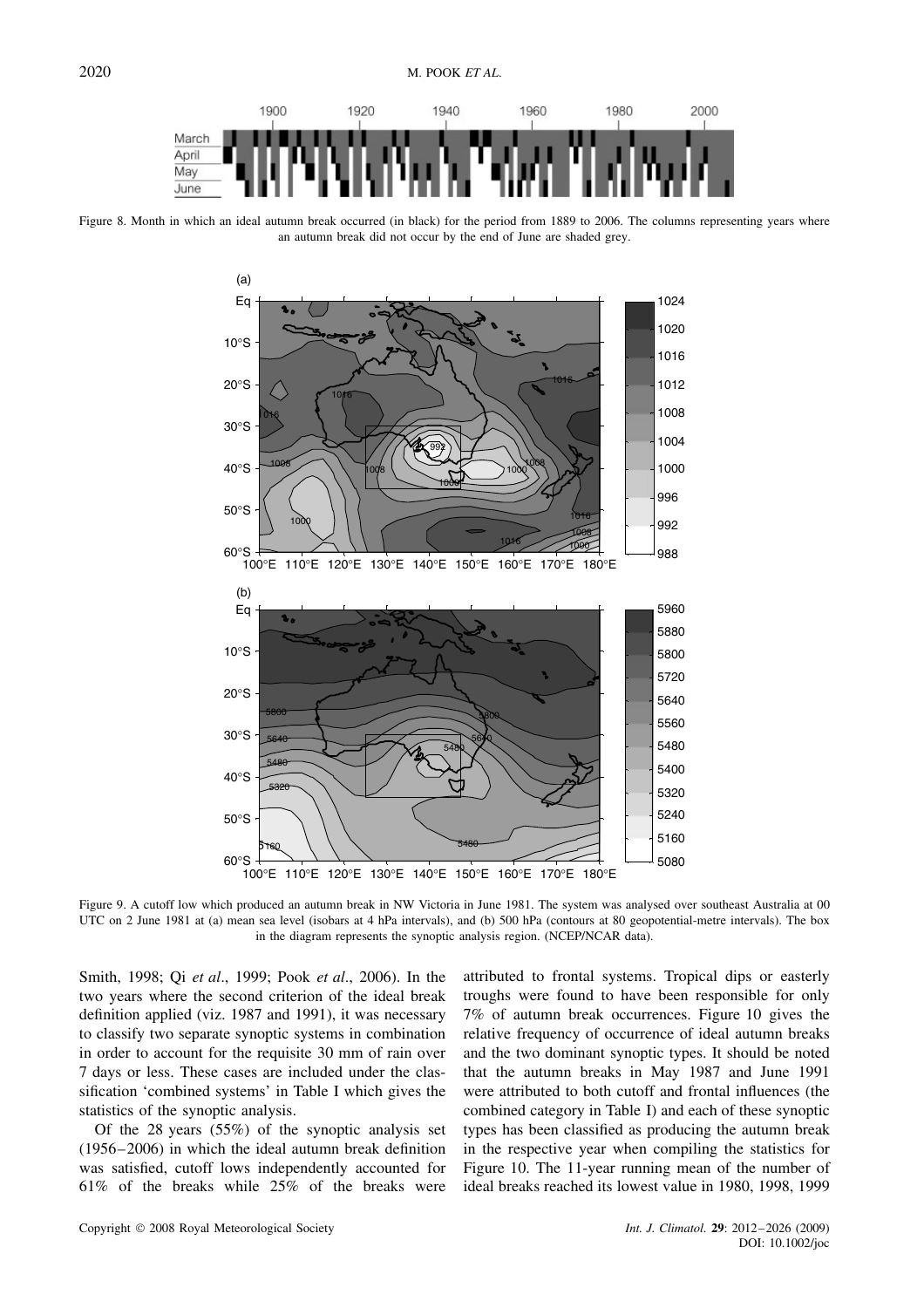Figure 8. Month in which an ideal autumn break occurred (in black) for the period from 1889 to 2006. The columns representing years where an autumn break did not occur by the end of June are shaded grey.

Figure 9. A cutoff low which produced an autumn break in NW Victoria in June 1981. The system was analysed over southeast Australia at 00 UTC on 2 June 1981 at (a) mean sea level (isobars at 4 hPa intervals), and (b) 500 hPa (contours at 80 geopotential-metre intervals). The box in the diagram represents the synoptic analysis region. (NCEP/NCAR data).

Smith, 1998; Qi *et al*., 1999; Pook *et al*., 2006). In the two years where the second criterion of the ideal break definition applied (viz. 1987 and 1991), it was necessary to classify two separate synoptic systems in combination in order to account for the requisite 30 mm of rain over 7 days or less. These cases are included under the classification 'combined systems' in Table I which gives the statistics of the synoptic analysis.

Of the 28 years (55%) of the synoptic analysis set (1956–2006) in which the ideal autumn break definition was satisfied, cutoff lows independently accounted for 61% of the breaks while 25% of the breaks were attributed to frontal systems. Tropical dips or easterly troughs were found to have been responsible for only 7% of autumn break occurrences. Figure 10 gives the relative frequency of occurrence of ideal autumn breaks and the two dominant synoptic types. It should be noted that the autumn breaks in May 1987 and June 1991 were attributed to both cutoff and frontal influences (the combined category in Table I) and each of these synoptic types has been classified as producing the autumn break in the respective year when compiling the statistics for Figure 10. The 11-year running mean of the number of ideal breaks reached its lowest value in 1980, 1998, 1999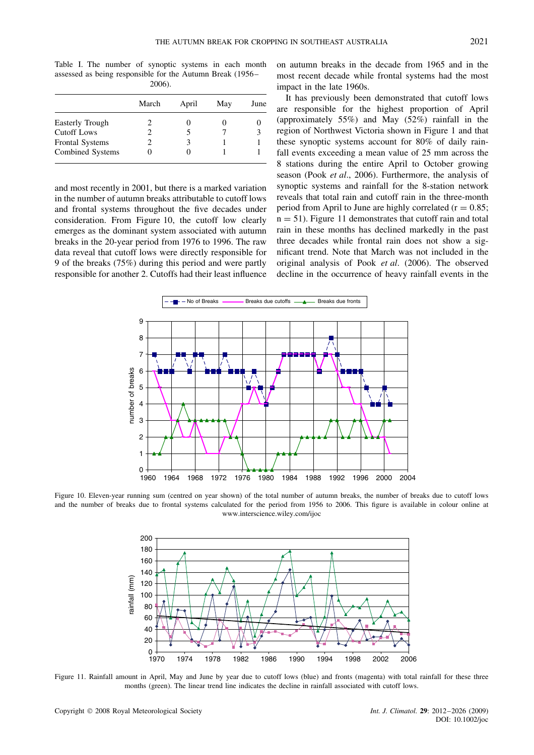Table I. The number of synoptic systems in each month assessed as being responsible for the Autumn Break (1956–2006).

| | March | April | May | June |
|---|---|---|---|---|
| Easterly Trough | 2 | 0 | 0 | 0 |
| Cutoff Lows | 2 | 5 | 7 | 3 |
| Frontal Systems | 2 | 3 | 1 | 1 |
| Combined Systems | 0 | 0 | 1 | 1 |

and most recently in 2001, but there is a marked variation in the number of autumn breaks attributable to cutoff lows and frontal systems throughout the five decades under consideration. From Figure 10, the cutoff low clearly emerges as the dominant system associated with autumn breaks in the 20-year period from 1976 to 1996. The raw data reveal that cutoff lows were directly responsible for 9 of the breaks (75%) during this period and were partly responsible for another 2. Cutoffs had their least influence on autumn breaks in the decade from 1965 and in the most recent decade while frontal systems had the most impact in the late 1960s.

It has previously been demonstrated that cutoff lows are responsible for the highest proportion of April (approximately 55%) and May (52%) rainfall in the region of Northwest Victoria shown in Figure 1 and that these synoptic systems account for 80% of daily rainfall events exceeding a mean value of 25 mm across the 8 stations during the entire April to October growing season (Pook *et al*., 2006). Furthermore, the analysis of synoptic systems and rainfall for the 8-station network reveals that total rain and cutoff rain in the three-month period from April to June are highly correlated ($r = 0.85$; $n = 51$). Figure 11 demonstrates that cutoff rain and total rain in these months has declined markedly in the past three decades while frontal rain does not show a significant trend. Note that March was not included in the original analysis of Pook *et al*. (2006). The observed decline in the occurrence of heavy rainfall events in the

Figure 10. Eleven-year running sum (centred on year shown) of the total number of autumn breaks, the number of breaks due to cutoff lows and the number of breaks due to frontal systems calculated for the period from 1956 to 2006. This figure is available in colour online at www.interscience.wiley.com/ijoc

Figure 11. Rainfall amount in April, May and June by year due to cutoff lows (blue) and fronts (magenta) with total rainfall for these three months (green). The linear trend line indicates the decline in rainfall associated with cutoff lows.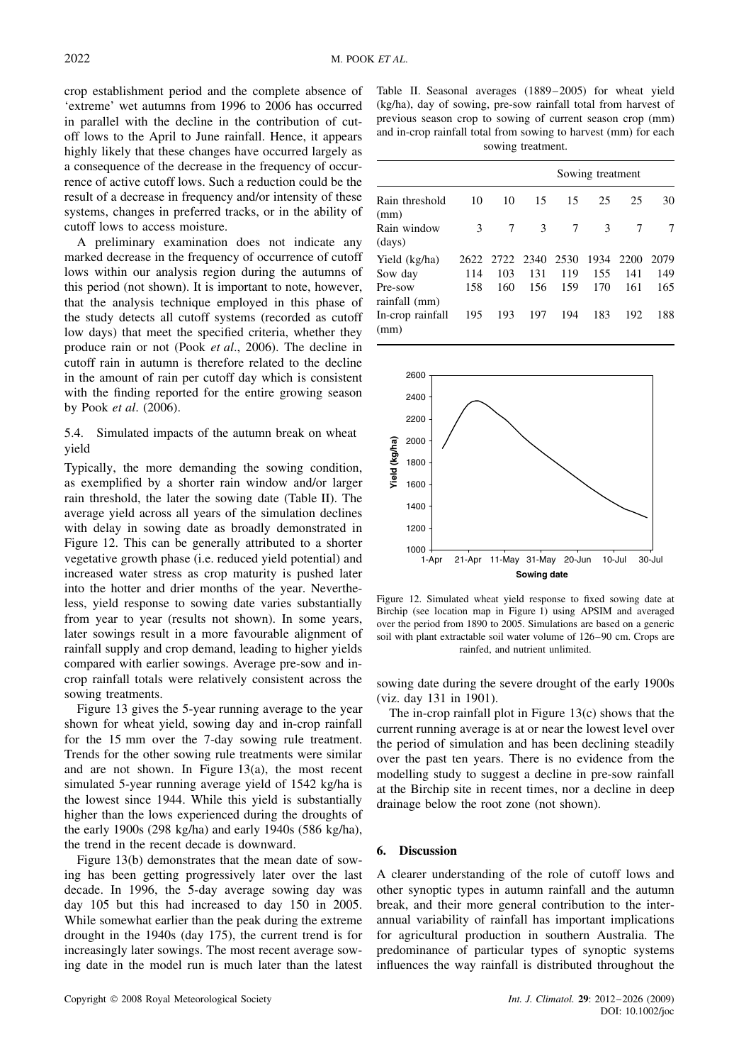crop establishment period and the complete absence of 'extreme' wet autumns from 1996 to 2006 has occurred in parallel with the decline in the contribution of cutoff lows to the April to June rainfall. Hence, it appears highly likely that these changes have occurred largely as a consequence of the decrease in the frequency of occurrence of active cutoff lows. Such a reduction could be the result of a decrease in frequency and/or intensity of these systems, changes in preferred tracks, or in the ability of cutoff lows to access moisture.

A preliminary examination does not indicate any marked decrease in the frequency of occurrence of cutoff lows within our analysis region during the autumns of this period (not shown). It is important to note, however, that the analysis technique employed in this phase of the study detects all cutoff systems (recorded as cutoff low days) that meet the specified criteria, whether they produce rain or not (Pook *et al*., 2006). The decline in cutoff rain in autumn is therefore related to the decline in the amount of rain per cutoff day which is consistent with the finding reported for the entire growing season by Pook *et al*. (2006).

### 5.4. Simulated impacts of the autumn break on wheat yield

Typically, the more demanding the sowing condition, as exemplified by a shorter rain window and/or larger rain threshold, the later the sowing date (Table II). The average yield across all years of the simulation declines with delay in sowing date as broadly demonstrated in Figure 12. This can be generally attributed to a shorter vegetative growth phase (i.e. reduced yield potential) and increased water stress as crop maturity is pushed later into the hotter and drier months of the year. Nevertheless, yield response to sowing date varies substantially from year to year (results not shown). In some years, later sowings result in a more favourable alignment of rainfall supply and crop demand, leading to higher yields compared with earlier sowings. Average pre-sow and in-crop rainfall totals were relatively consistent across the sowing treatments.

Figure 13 gives the 5-year running average to the year shown for wheat yield, sowing day and in-crop rainfall for the 15 mm over the 7-day sowing rule treatment. Trends for the other sowing rule treatments were similar and are not shown. In Figure 13(a), the most recent simulated 5-year running average yield of 1542 kg/ha is the lowest since 1944. While this yield is substantially higher than the lows experienced during the droughts of the early 1900s (298 kg/ha) and early 1940s (586 kg/ha), the trend in the recent decade is downward.

Figure 13(b) demonstrates that the mean date of sowing has been getting progressively later over the last decade. In 1996, the 5-day average sowing day was day 105 but this had increased to day 150 in 2005. While somewhat earlier than the peak during the extreme drought in the 1940s (day 175), the current trend is for increasingly later sowings. The most recent average sowing date in the model run is much later than the latest

Table II. Seasonal averages (1889–2005) for wheat yield (kg/ha), day of sowing, pre-sow rainfall total from harvest of previous season crop to sowing of current season crop (mm) and in-crop rainfall total from sowing to harvest (mm) for each sowing treatment.

| | Sowing treatment | | | | | | |
|---|---|---|---|---|---|---|---|
| Rain threshold (mm) | 10 | 10 | 15 | 15 | 25 | 25 | 30 |
| Rain window (days) | 3 | 7 | 3 | 7 | 3 | 7 | 7 |
| Yield (kg/ha) | 2622 | 2722 | 2340 | 2530 | 1934 | 2200 | 2079 |
| Sow day | 114 | 103 | 131 | 119 | 155 | 141 | 149 |
| Pre-sow rainfall (mm) | 158 | 160 | 156 | 159 | 170 | 161 | 165 |
| In-crop rainfall (mm) | 195 | 193 | 197 | 194 | 183 | 192 | 188 |

Figure 12. Simulated wheat yield response to fixed sowing date at Birchip (see location map in Figure 1) using APSIM and averaged over the period from 1890 to 2005. Simulations are based on a generic soil with plant extractable soil water volume of 126–90 cm. Crops are rainfed, and nutrient unlimited.

sowing date during the severe drought of the early 1900s (viz. day 131 in 1901).

The in-crop rainfall plot in Figure 13(c) shows that the current running average is at or near the lowest level over the period of simulation and has been declining steadily over the past ten years. There is no evidence from the modelling study to suggest a decline in pre-sow rainfall at the Birchip site in recent times, nor a decline in deep drainage below the root zone (not shown).

## 6. Discussion

A clearer understanding of the role of cutoff lows and other synoptic types in autumn rainfall and the autumn break, and their more general contribution to the inter-annual variability of rainfall has important implications for agricultural production in southern Australia. The predominance of particular types of synoptic systems influences the way rainfall is distributed throughout the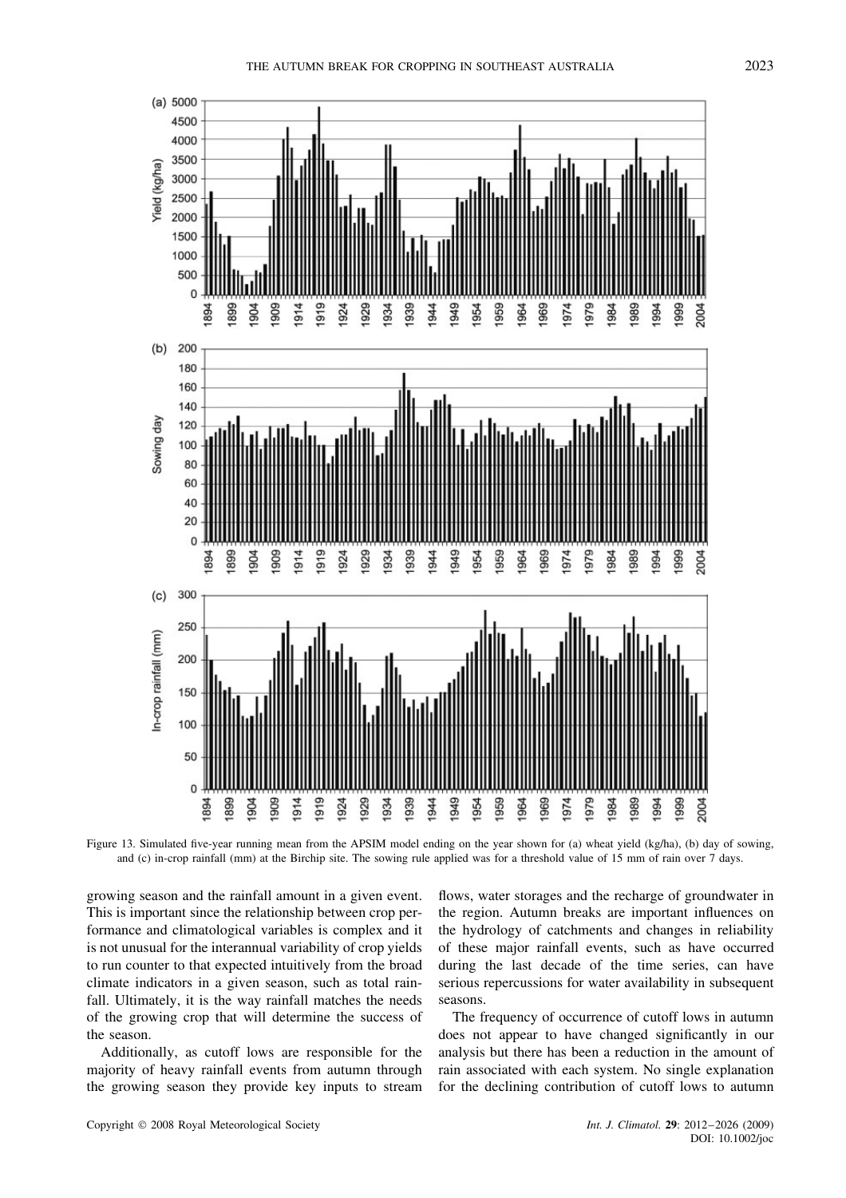Figure 13. Simulated five-year running mean from the APSIM model ending on the year shown for (a) wheat yield (kg/ha), (b) day of sowing, and (c) in-crop rainfall (mm) at the Birchip site. The sowing rule applied was for a threshold value of 15 mm of rain over 7 days.

growing season and the rainfall amount in a given event. This is important since the relationship between crop performance and climatological variables is complex and it is not unusual for the interannual variability of crop yields to run counter to that expected intuitively from the broad climate indicators in a given season, such as total rainfall. Ultimately, it is the way rainfall matches the needs of the growing crop that will determine the success of the season.

Additionally, as cutoff lows are responsible for the majority of heavy rainfall events from autumn through the growing season they provide key inputs to stream flows, water storages and the recharge of groundwater in the region. Autumn breaks are important influences on the hydrology of catchments and changes in reliability of these major rainfall events, such as have occurred during the last decade of the time series, can have serious repercussions for water availability in subsequent seasons.

The frequency of occurrence of cutoff lows in autumn does not appear to have changed significantly in our analysis but there has been a reduction in the amount of rain associated with each system. No single explanation for the declining contribution of cutoff lows to autumn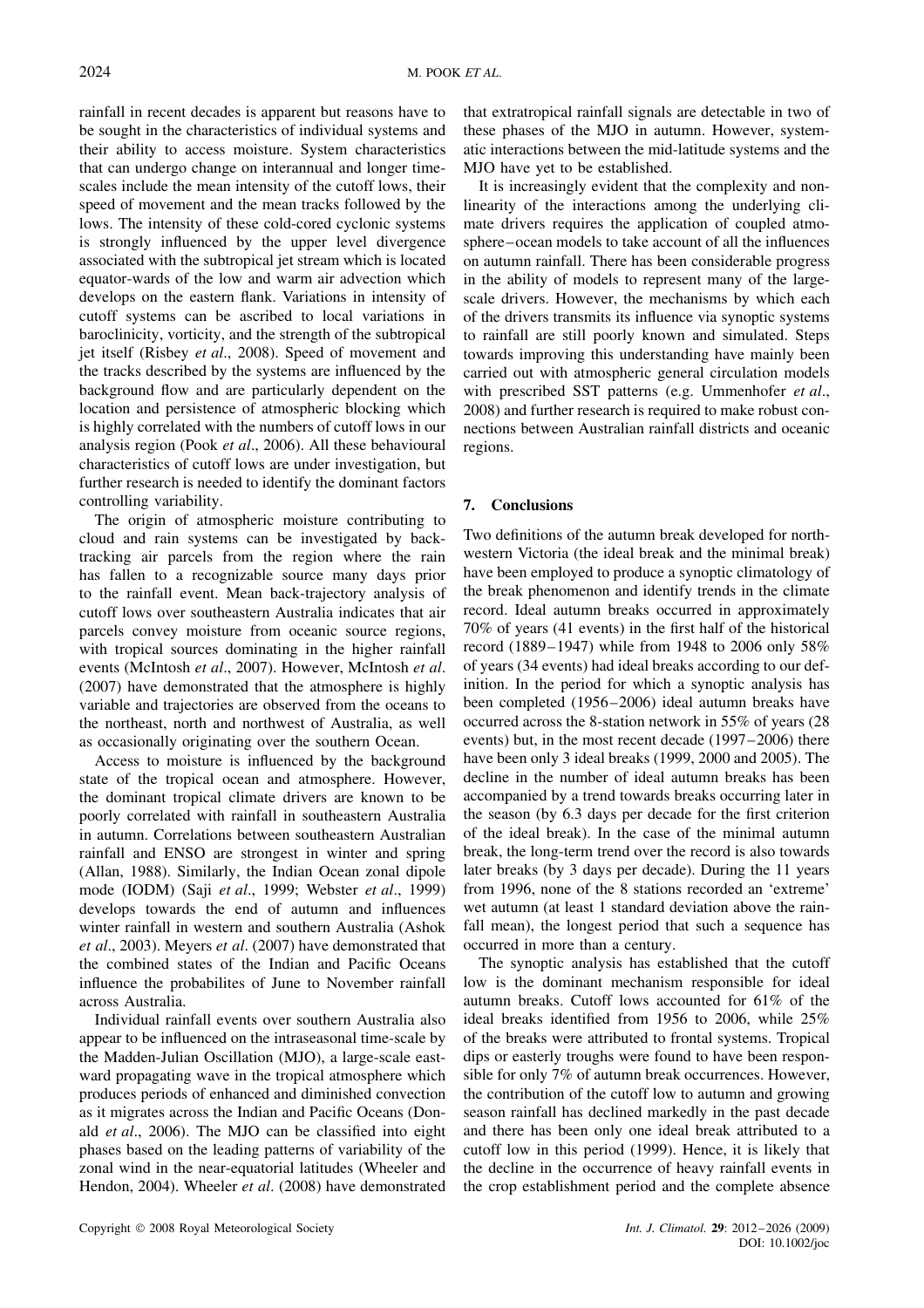rainfall in recent decades is apparent but reasons have to be sought in the characteristics of individual systems and their ability to access moisture. System characteristics that can undergo change on interannual and longer timescales include the mean intensity of the cutoff lows, their speed of movement and the mean tracks followed by the lows. The intensity of these cold-cored cyclonic systems is strongly influenced by the upper level divergence associated with the subtropical jet stream which is located equator-wards of the low and warm air advection which develops on the eastern flank. Variations in intensity of cutoff systems can be ascribed to local variations in baroclinicity, vorticity, and the strength of the subtropical jet itself (Risbey *et al*., 2008). Speed of movement and the tracks described by the systems are influenced by the background flow and are particularly dependent on the location and persistence of atmospheric blocking which is highly correlated with the numbers of cutoff lows in our analysis region (Pook *et al*., 2006). All these behavioural characteristics of cutoff lows are under investigation, but further research is needed to identify the dominant factors controlling variability.

The origin of atmospheric moisture contributing to cloud and rain systems can be investigated by back-tracking air parcels from the region where the rain has fallen to a recognizable source many days prior to the rainfall event. Mean back-trajectory analysis of cutoff lows over southeastern Australia indicates that air parcels convey moisture from oceanic source regions, with tropical sources dominating in the higher rainfall events (McIntosh *et al*., 2007). However, McIntosh *et al*. (2007) have demonstrated that the atmosphere is highly variable and trajectories are observed from the oceans to the northeast, north and northwest of Australia, as well as occasionally originating over the southern Ocean.

Access to moisture is influenced by the background state of the tropical ocean and atmosphere. However, the dominant tropical climate drivers are known to be poorly correlated with rainfall in southeastern Australia in autumn. Correlations between southeastern Australian rainfall and ENSO are strongest in winter and spring (Allan, 1988). Similarly, the Indian Ocean zonal dipole mode (IODM) (Saji *et al*., 1999; Webster *et al*., 1999) develops towards the end of autumn and influences winter rainfall in western and southern Australia (Ashok *et al*., 2003). Meyers *et al*. (2007) have demonstrated that the combined states of the Indian and Pacific Oceans influence the probabilites of June to November rainfall across Australia.

Individual rainfall events over southern Australia also appear to be influenced on the intraseasonal time-scale by the Madden-Julian Oscillation (MJO), a large-scale eastward propagating wave in the tropical atmosphere which produces periods of enhanced and diminished convection as it migrates across the Indian and Pacific Oceans (Donald *et al*., 2006). The MJO can be classified into eight phases based on the leading patterns of variability of the zonal wind in the near-equatorial latitudes (Wheeler and Hendon, 2004). Wheeler *et al*. (2008) have demonstrated that extratropical rainfall signals are detectable in two of these phases of the MJO in autumn. However, systematic interactions between the mid-latitude systems and the MJO have yet to be established.

It is increasingly evident that the complexity and non-linearity of the interactions among the underlying climate drivers requires the application of coupled atmosphere–ocean models to take account of all the influences on autumn rainfall. There has been considerable progress in the ability of models to represent many of the large-scale drivers. However, the mechanisms by which each of the drivers transmits its influence via synoptic systems to rainfall are still poorly known and simulated. Steps towards improving this understanding have mainly been carried out with atmospheric general circulation models with prescribed SST patterns (e.g. Ummenhofer *et al*., 2008) and further research is required to make robust connections between Australian rainfall districts and oceanic regions.

## 7. Conclusions

Two definitions of the autumn break developed for northwestern Victoria (the ideal break and the minimal break) have been employed to produce a synoptic climatology of the break phenomenon and identify trends in the climate record. Ideal autumn breaks occurred in approximately 70% of years (41 events) in the first half of the historical record (1889–1947) while from 1948 to 2006 only 58% of years (34 events) had ideal breaks according to our definition. In the period for which a synoptic analysis has been completed (1956–2006) ideal autumn breaks have occurred across the 8-station network in 55% of years (28 events) but, in the most recent decade (1997–2006) there have been only 3 ideal breaks (1999, 2000 and 2005). The decline in the number of ideal autumn breaks has been accompanied by a trend towards breaks occurring later in the season (by 6.3 days per decade for the first criterion of the ideal break). In the case of the minimal autumn break, the long-term trend over the record is also towards later breaks (by 3 days per decade). During the 11 years from 1996, none of the 8 stations recorded an 'extreme' wet autumn (at least 1 standard deviation above the rainfall mean), the longest period that such a sequence has occurred in more than a century.

The synoptic analysis has established that the cutoff low is the dominant mechanism responsible for ideal autumn breaks. Cutoff lows accounted for 61% of the ideal breaks identified from 1956 to 2006, while 25% of the breaks were attributed to frontal systems. Tropical dips or easterly troughs were found to have been responsible for only 7% of autumn break occurrences. However, the contribution of the cutoff low to autumn and growing season rainfall has declined markedly in the past decade and there has been only one ideal break attributed to a cutoff low in this period (1999). Hence, it is likely that the decline in the occurrence of heavy rainfall events in the crop establishment period and the complete absence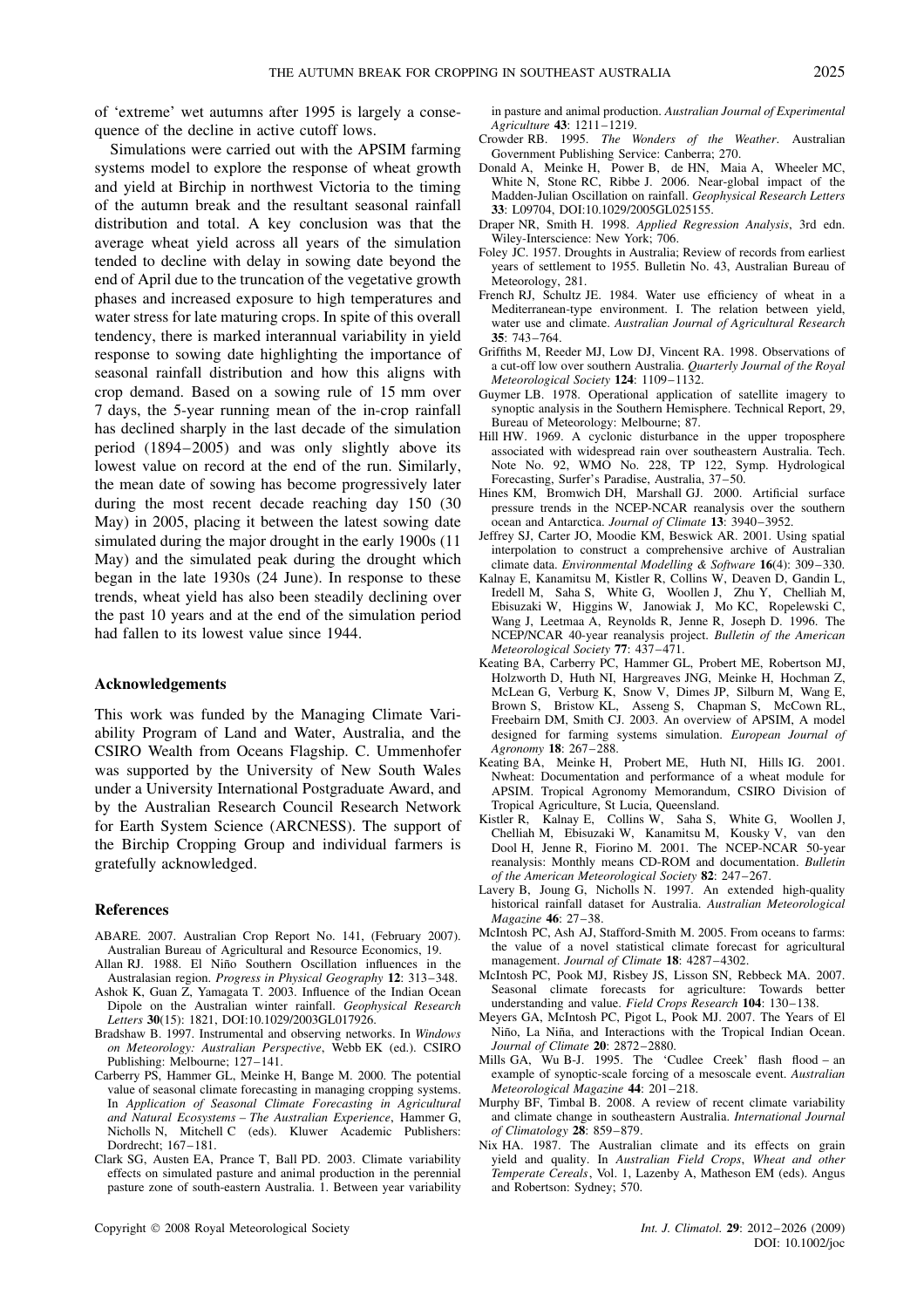of 'extreme' wet autumns after 1995 is largely a consequence of the decline in active cutoff lows.

Simulations were carried out with the APSIM farming systems model to explore the response of wheat growth and yield at Birchip in northwest Victoria to the timing of the autumn break and the resultant seasonal rainfall distribution and total. A key conclusion was that the average wheat yield across all years of the simulation tended to decline with delay in sowing date beyond the end of April due to the truncation of the vegetative growth phases and increased exposure to high temperatures and water stress for late maturing crops. In spite of this overall tendency, there is marked interannual variability in yield response to sowing date highlighting the importance of seasonal rainfall distribution and how this aligns with crop demand. Based on a sowing rule of 15 mm over 7 days, the 5-year running mean of the in-crop rainfall has declined sharply in the last decade of the simulation period (1894–2005) and was only slightly above its lowest value on record at the end of the run. Similarly, the mean date of sowing has become progressively later during the most recent decade reaching day 150 (30 May) in 2005, placing it between the latest sowing date simulated during the major drought in the early 1900s (11 May) and the simulated peak during the drought which began in the late 1930s (24 June). In response to these trends, wheat yield has also been steadily declining over the past 10 years and at the end of the simulation period had fallen to its lowest value since 1944.

## Acknowledgements

This work was funded by the Managing Climate Variability Program of Land and Water, Australia, and the CSIRO Wealth from Oceans Flagship. C. Ummenhofer was supported by the University of New South Wales under a University International Postgraduate Award, and by the Australian Research Council Research Network for Earth System Science (ARCNESS). The support of the Birchip Cropping Group and individual farmers is gratefully acknowledged.

## References

ABARE. 2007. Australian Crop Report No. 141, (February 2007). Australian Bureau of Agricultural and Resource Economics, 19.

Allan RJ. 1988. El Niño Southern Oscillation influences in the Australasian region. *Progress in Physical Geography* **12**: 313–348.

Ashok K, Guan Z, Yamagata T. 2003. Influence of the Indian Ocean Dipole on the Australian winter rainfall. *Geophysical Research Letters* **30**(15): 1821, DOI:10.1029/2003GL017926.

Bradshaw B. 1997. Instrumental and observing networks. In *Windows on Meteorology: Australian Perspective*, Webb EK (ed.). CSIRO Publishing: Melbourne; 127–141.

Carberry PS, Hammer GL, Meinke H, Bange M. 2000. The potential value of seasonal climate forecasting in managing cropping systems. In *Application of Seasonal Climate Forecasting in Agricultural and Natural Ecosystems – The Australian Experience*, Hammer G, Nicholls N, Mitchell C (eds). Kluwer Academic Publishers: Dordrecht; 167–181.

Clark SG, Austen EA, Prance T, Ball PD. 2003. Climate variability effects on simulated pasture and animal production in the perennial pasture zone of south-eastern Australia. 1. Between year variability in pasture and animal production. *Australian Journal of Experimental Agriculture* **43**: 1211–1219.

Crowder RB. 1995. *The Wonders of the Weather*. Australian Government Publishing Service: Canberra; 270.

Donald A, Meinke H, Power B, de HN, Maia A, Wheeler MC, White N, Stone RC, Ribbe J. 2006. Near-global impact of the Madden-Julian Oscillation on rainfall. *Geophysical Research Letters* **33**: L09704, DOI:10.1029/2005GL025155.

Draper NR, Smith H. 1998. *Applied Regression Analysis*, 3rd edn. Wiley-Interscience: New York; 706.

Foley JC. 1957. Droughts in Australia; Review of records from earliest years of settlement to 1955. Bulletin No. 43, Australian Bureau of Meteorology, 281.

French RJ, Schultz JE. 1984. Water use efficiency of wheat in a Mediterranean-type environment. I. The relation between yield, water use and climate. *Australian Journal of Agricultural Research* **35**: 743–764.

Griffiths M, Reeder MJ, Low DJ, Vincent RA. 1998. Observations of a cut-off low over southern Australia. *Quarterly Journal of the Royal Meteorological Society* **124**: 1109–1132.

Guymer LB. 1978. Operational application of satellite imagery to synoptic analysis in the Southern Hemisphere. Technical Report, 29, Bureau of Meteorology: Melbourne; 87.

Hill HW. 1969. A cyclonic disturbance in the upper troposphere associated with widespread rain over southeastern Australia. Tech. Note No. 92, WMO No. 228, TP 122, Symp. Hydrological Forecasting, Surfer's Paradise, Australia, 37–50.

Hines KM, Bromwich DH, Marshall GJ. 2000. Artificial surface pressure trends in the NCEP-NCAR reanalysis over the southern ocean and Antarctica. *Journal of Climate* **13**: 3940–3952.

Jeffrey SJ, Carter JO, Moodie KM, Beswick AR. 2001. Using spatial interpolation to construct a comprehensive archive of Australian climate data. *Environmental Modelling & Software* **16**(4): 309–330.

Kalnay E, Kanamitsu M, Kistler R, Collins W, Deaven D, Gandin L, Iredell M, Saha S, White G, Woollen J, Zhu Y, Chelliah M, Ebisuzaki W, Higgins W, Janowiak J, Mo KC, Ropelewski C, Wang J, Leetmaa A, Reynolds R, Jenne R, Joseph D. 1996. The NCEP/NCAR 40-year reanalysis project. *Bulletin of the American Meteorological Society* **77**: 437–471.

Keating BA, Carberry PC, Hammer GL, Probert ME, Robertson MJ, Holzworth D, Huth NI, Hargreaves JNG, Meinke H, Hochman Z, McLean G, Verburg K, Snow V, Dimes JP, Silburn M, Wang E, Brown S, Bristow KL, Asseng S, Chapman S, McCown RL, Freebairn DM, Smith CJ. 2003. An overview of APSIM, A model designed for farming systems simulation. *European Journal of Agronomy* **18**: 267–288.

Keating BA, Meinke H, Probert ME, Huth NI, Hills IG. 2001. Nwheat: Documentation and performance of a wheat module for APSIM. Tropical Agronomy Memorandum, CSIRO Division of Tropical Agriculture, St Lucia, Queensland.

Kistler R, Kalnay E, Collins W, Saha S, White G, Woollen J, Chelliah M, Ebisuzaki W, Kanamitsu M, Kousky V, van den Dool H, Jenne R, Fiorino M. 2001. The NCEP-NCAR 50-year reanalysis: Monthly means CD-ROM and documentation. *Bulletin of the American Meteorological Society* **82**: 247–267.

Lavery B, Joung G, Nicholls N. 1997. An extended high-quality historical rainfall dataset for Australia. *Australian Meteorological Magazine* **46**: 27–38.

McIntosh PC, Ash AJ, Stafford-Smith M. 2005. From oceans to farms: the value of a novel statistical climate forecast for agricultural management. *Journal of Climate* **18**: 4287–4302.

McIntosh PC, Pook MJ, Risbey JS, Lisson SN, Rebbeck MA. 2007. Seasonal climate forecasts for agriculture: Towards better understanding and value. *Field Crops Research* **104**: 130–138.

Meyers GA, McIntosh PC, Pigot L, Pook MJ. 2007. The Years of El Niño, La Niña, and Interactions with the Tropical Indian Ocean. *Journal of Climate* **20**: 2872–2880.

Mills GA, Wu B-J. 1995. The 'Cudlee Creek' flash flood – an example of synoptic-scale forcing of a mesoscale event. *Australian Meteorological Magazine* **44**: 201–218.

Murphy BF, Timbal B. 2008. A review of recent climate variability and climate change in southeastern Australia. *International Journal of Climatology* **28**: 859–879.

Nix HA. 1987. The Australian climate and its effects on grain yield and quality. In *Australian Field Crops, Wheat and other Temperate Cereals*, Vol. 1, Lazenby A, Matheson EM (eds). Angus and Robertson: Sydney; 570.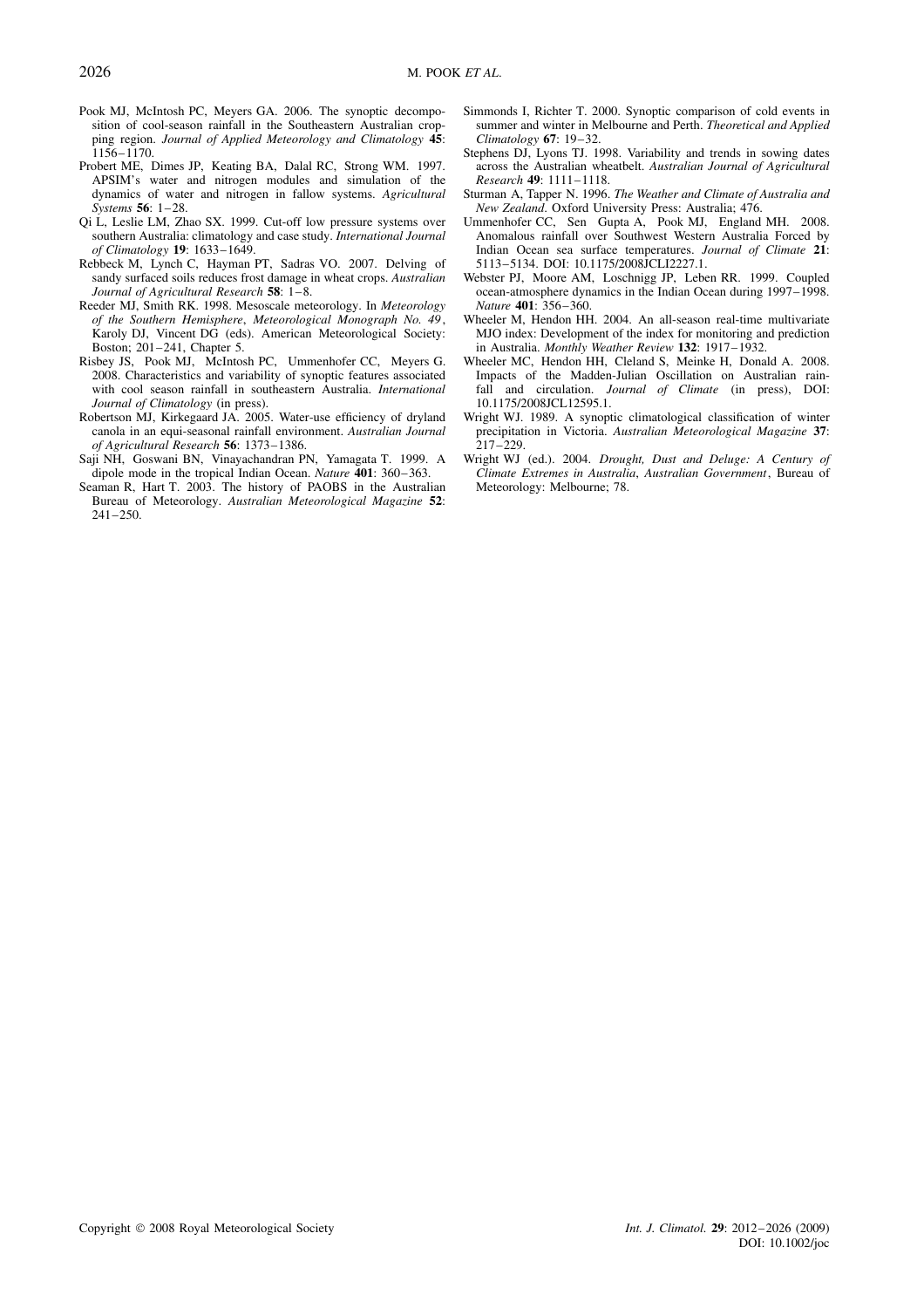Pook MJ, McIntosh PC, Meyers GA. 2006. The synoptic decomposition of cool-season rainfall in the Southeastern Australian cropping region. *Journal of Applied Meteorology and Climatology* **45**: 1156–1170.

Probert ME, Dimes JP, Keating BA, Dalal RC, Strong WM. 1997. APSIM's water and nitrogen modules and simulation of the dynamics of water and nitrogen in fallow systems. *Agricultural Systems* **56**: 1–28.

Qi L, Leslie LM, Zhao SX. 1999. Cut-off low pressure systems over southern Australia: climatology and case study. *International Journal of Climatology* **19**: 1633–1649.

Rebbeck M, Lynch C, Hayman PT, Sadras VO. 2007. Delving of sandy surfaced soils reduces frost damage in wheat crops. *Australian Journal of Agricultural Research* **58**: 1–8.

Reeder MJ, Smith RK. 1998. Mesoscale meteorology. In *Meteorology of the Southern Hemisphere, Meteorological Monograph No. 49*, Karoly DJ, Vincent DG (eds). American Meteorological Society: Boston; 201–241, Chapter 5.

Risbey JS, Pook MJ, McIntosh PC, Ummenhofer CC, Meyers G. 2008. Characteristics and variability of synoptic features associated with cool season rainfall in southeastern Australia. *International Journal of Climatology* (in press).

Robertson MJ, Kirkegaard JA. 2005. Water-use efficiency of dryland canola in an equi-seasonal rainfall environment. *Australian Journal of Agricultural Research* **56**: 1373–1386.

Saji NH, Goswani BN, Vinayachandran PN, Yamagata T. 1999. A dipole mode in the tropical Indian Ocean. *Nature* **401**: 360–363.

Seaman R, Hart T. 2003. The history of PAOBS in the Australian Bureau of Meteorology. *Australian Meteorological Magazine* **52**: 241–250.

Simmonds I, Richter T. 2000. Synoptic comparison of cold events in summer and winter in Melbourne and Perth. *Theoretical and Applied Climatology* **67**: 19–32.

Stephens DJ, Lyons TJ. 1998. Variability and trends in sowing dates across the Australian wheatbelt. *Australian Journal of Agricultural Research* **49**: 1111–1118.

Sturman A, Tapper N. 1996. *The Weather and Climate of Australia and New Zealand*. Oxford University Press: Australia; 476.

Ummenhofer CC, Sen Gupta A, Pook MJ, England MH. 2008. Anomalous rainfall over Southwest Western Australia Forced by Indian Ocean sea surface temperatures. *Journal of Climate* **21**: 5113–5134. DOI: 10.1175/2008JCLI2227.1.

Webster PJ, Moore AM, Loschnigg JP, Leben RR. 1999. Coupled ocean-atmosphere dynamics in the Indian Ocean during 1997–1998. *Nature* **401**: 356–360.

Wheeler M, Hendon HH. 2004. An all-season real-time multivariate MJO index: Development of the index for monitoring and prediction in Australia. *Monthly Weather Review* **132**: 1917–1932.

Wheeler MC, Hendon HH, Cleland S, Meinke H, Donald A. 2008. Impacts of the Madden-Julian Oscillation on Australian rainfall and circulation. *Journal of Climate* (in press), DOI: 10.1175/2008JCL12595.1.

Wright WJ. 1989. A synoptic climatological classification of winter precipitation in Victoria. *Australian Meteorological Magazine* **37**: 217–229.

Wright WJ (ed.). 2004. *Drought, Dust and Deluge: A Century of Climate Extremes in Australia, Australian Government*, Bureau of Meteorology: Melbourne; 78.